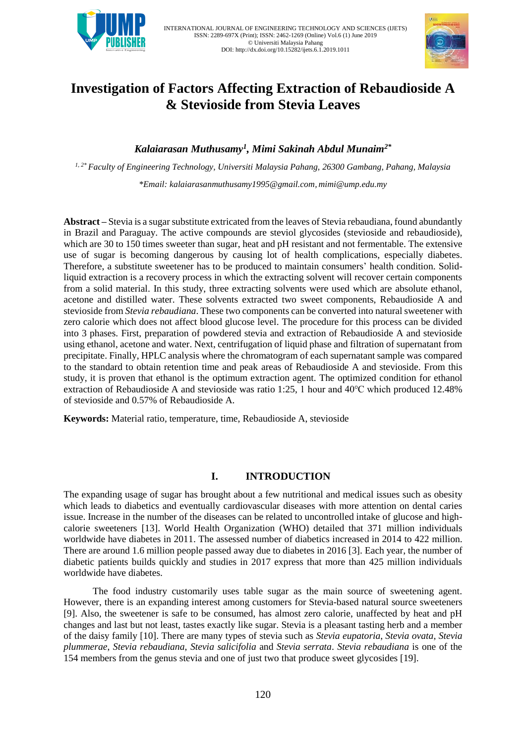# Investigation of Factors Affecting Extraction of Rebaudioside A & Stevioside from Stevia Leaves

***Kalaiarasan Muthusamy[1], Mimi Sakinah Abdul Munaim[2*]***

*[1, 2*] Faculty of Engineering Technology, Universiti Malaysia Pahang, 26300 Gambang, Pahang, Malaysia*

*\*Email: kalaiarasanmuthusamy1995@gmail.com, mimi@ump.edu.my*

**Abstract –** Stevia is a sugar substitute extricated from the leaves of Stevia rebaudiana, found abundantly in Brazil and Paraguay. The active compounds are steviol glycosides (stevioside and rebaudioside), which are 30 to 150 times sweeter than sugar, heat and pH resistant and not fermentable. The extensive use of sugar is becoming dangerous by causing lot of health complications, especially diabetes. Therefore, a substitute sweetener has to be produced to maintain consumers' health condition. Solid-liquid extraction is a recovery process in which the extracting solvent will recover certain components from a solid material. In this study, three extracting solvents were used which are absolute ethanol, acetone and distilled water. These solvents extracted two sweet components, Rebaudioside A and stevioside from *Stevia rebaudiana*. These two components can be converted into natural sweetener with zero calorie which does not affect blood glucose level. The procedure for this process can be divided into 3 phases. First, preparation of powdered stevia and extraction of Rebaudioside A and stevioside using ethanol, acetone and water. Next, centrifugation of liquid phase and filtration of supernatant from precipitate. Finally, HPLC analysis where the chromatogram of each supernatant sample was compared to the standard to obtain retention time and peak areas of Rebaudioside A and stevioside. From this study, it is proven that ethanol is the optimum extraction agent. The optimized condition for ethanol extraction of Rebaudioside A and stevioside was ratio 1:25, 1 hour and 40°C which produced 12.48% of stevioside and 0.57% of Rebaudioside A.

**Keywords:** Material ratio, temperature, time, Rebaudioside A, stevioside

## I. INTRODUCTION

The expanding usage of sugar has brought about a few nutritional and medical issues such as obesity which leads to diabetics and eventually cardiovascular diseases with more attention on dental caries issue. Increase in the number of the diseases can be related to uncontrolled intake of glucose and high-calorie sweeteners [13]. World Health Organization (WHO) detailed that 371 million individuals worldwide have diabetes in 2011. The assessed number of diabetics increased in 2014 to 422 million. There are around 1.6 million people passed away due to diabetes in 2016 [3]. Each year, the number of diabetic patients builds quickly and studies in 2017 express that more than 425 million individuals worldwide have diabetes.

The food industry customarily uses table sugar as the main source of sweetening agent. However, there is an expanding interest among customers for Stevia-based natural source sweeteners [9]. Also, the sweetener is safe to be consumed, has almost zero calorie, unaffected by heat and pH changes and last but not least, tastes exactly like sugar. Stevia is a pleasant tasting herb and a member of the daisy family [10]. There are many types of stevia such as *Stevia eupatoria*, *Stevia ovata*, *Stevia plummerae*, *Stevia rebaudiana*, *Stevia salicifolia* and *Stevia serrata*. *Stevia rebaudiana* is one of the 154 members from the genus stevia and one of just two that produce sweet glycosides [19].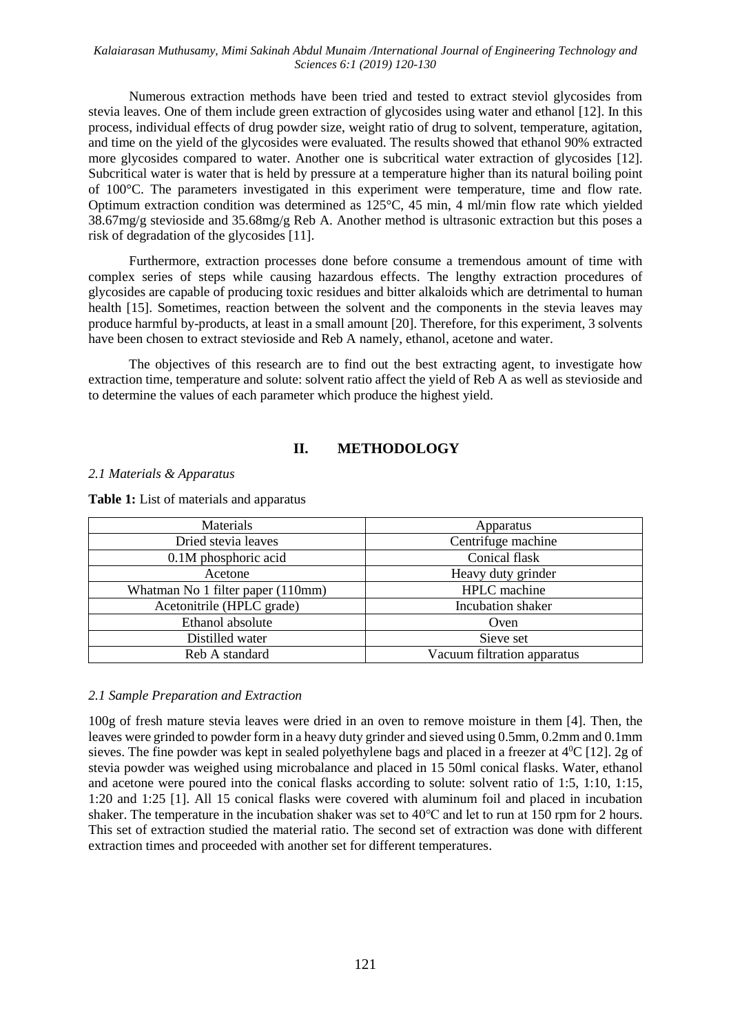Numerous extraction methods have been tried and tested to extract steviol glycosides from stevia leaves. One of them include green extraction of glycosides using water and ethanol [12]. In this process, individual effects of drug powder size, weight ratio of drug to solvent, temperature, agitation, and time on the yield of the glycosides were evaluated. The results showed that ethanol 90% extracted more glycosides compared to water. Another one is subcritical water extraction of glycosides [12]. Subcritical water is water that is held by pressure at a temperature higher than its natural boiling point of 100°C. The parameters investigated in this experiment were temperature, time and flow rate. Optimum extraction condition was determined as 125°C, 45 min, 4 ml/min flow rate which yielded 38.67mg/g stevioside and 35.68mg/g Reb A. Another method is ultrasonic extraction but this poses a risk of degradation of the glycosides [11].

Furthermore, extraction processes done before consume a tremendous amount of time with complex series of steps while causing hazardous effects. The lengthy extraction procedures of glycosides are capable of producing toxic residues and bitter alkaloids which are detrimental to human health [15]. Sometimes, reaction between the solvent and the components in the stevia leaves may produce harmful by-products, at least in a small amount [20]. Therefore, for this experiment, 3 solvents have been chosen to extract stevioside and Reb A namely, ethanol, acetone and water.

The objectives of this research are to find out the best extracting agent, to investigate how extraction time, temperature and solute: solvent ratio affect the yield of Reb A as well as stevioside and to determine the values of each parameter which produce the highest yield.

## II. METHODOLOGY

### *2.1 Materials & Apparatus*

**Table 1:** List of materials and apparatus

| Materials | Apparatus |
| --- | --- |
| Dried stevia leaves | Centrifuge machine |
| 0.1M phosphoric acid | Conical flask |
| Acetone | Heavy duty grinder |
| Whatman No 1 filter paper (110mm) | HPLC machine |
| Acetonitrile (HPLC grade) | Incubation shaker |
| Ethanol absolute | Oven |
| Distilled water | Sieve set |
| Reb A standard | Vacuum filtration apparatus |

### *2.1 Sample Preparation and Extraction*

100g of fresh mature stevia leaves were dried in an oven to remove moisture in them [4]. Then, the leaves were grinded to powder form in a heavy duty grinder and sieved using 0.5mm, 0.2mm and 0.1mm sieves. The fine powder was kept in sealed polyethylene bags and placed in a freezer at $4^0$C [12]. 2g of stevia powder was weighed using microbalance and placed in 15 50ml conical flasks. Water, ethanol and acetone were poured into the conical flasks according to solute: solvent ratio of 1:5, 1:10, 1:15, 1:20 and 1:25 [1]. All 15 conical flasks were covered with aluminum foil and placed in incubation shaker. The temperature in the incubation shaker was set to 40°C and let to run at 150 rpm for 2 hours. This set of extraction studied the material ratio. The second set of extraction was done with different extraction times and proceeded with another set for different temperatures.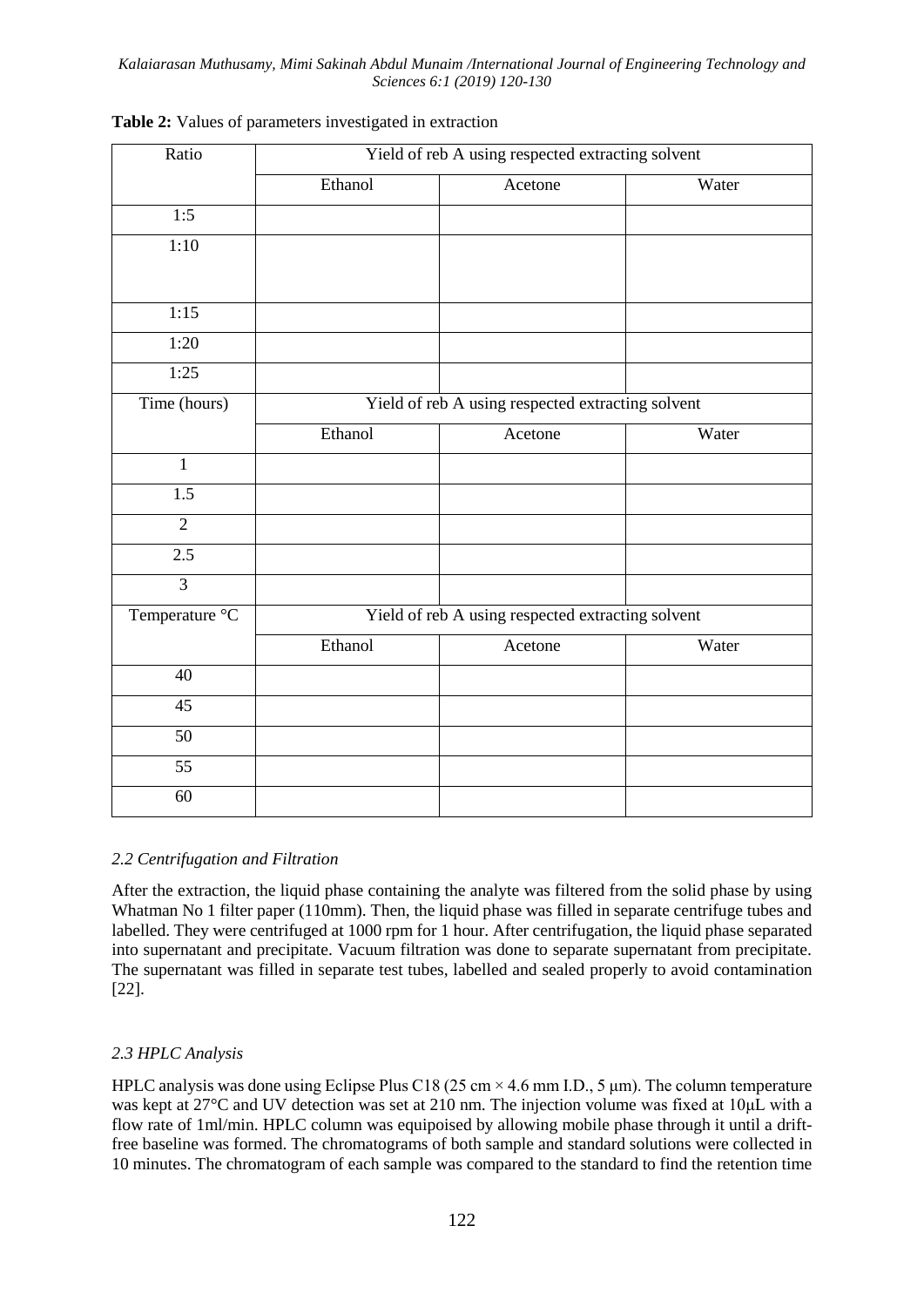**Table 2:** Values of parameters investigated in extraction

| Ratio | Yield of reb A using respected extracting solvent | | |
|---|---|---|---|
| | Ethanol | Acetone | Water |
| 1:5 | | | |
| 1:10 | | | |
| 1:15 | | | |
| 1:20 | | | |
| 1:25 | | | |
| Time (hours) | Yield of reb A using respected extracting solvent | | |
| | Ethanol | Acetone | Water |
| 1 | | | |
| 1.5 | | | |
| 2 | | | |
| 2.5 | | | |
| 3 | | | |
| Temperature °C | Yield of reb A using respected extracting solvent | | |
| | Ethanol | Acetone | Water |
| 40 | | | |
| 45 | | | |
| 50 | | | |
| 55 | | | |
| 60 | | | |

### *2.2 Centrifugation and Filtration*

After the extraction, the liquid phase containing the analyte was filtered from the solid phase by using Whatman No 1 filter paper (110mm). Then, the liquid phase was filled in separate centrifuge tubes and labelled. They were centrifuged at 1000 rpm for 1 hour. After centrifugation, the liquid phase separated into supernatant and precipitate. Vacuum filtration was done to separate supernatant from precipitate. The supernatant was filled in separate test tubes, labelled and sealed properly to avoid contamination [22].

### *2.3 HPLC Analysis*

HPLC analysis was done using Eclipse Plus C18 (25 cm × 4.6 mm I.D., 5 µm). The column temperature was kept at 27°C and UV detection was set at 210 nm. The injection volume was fixed at 10µL with a flow rate of 1ml/min. HPLC column was equipoised by allowing mobile phase through it until a drift-free baseline was formed. The chromatograms of both sample and standard solutions were collected in 10 minutes. The chromatogram of each sample was compared to the standard to find the retention time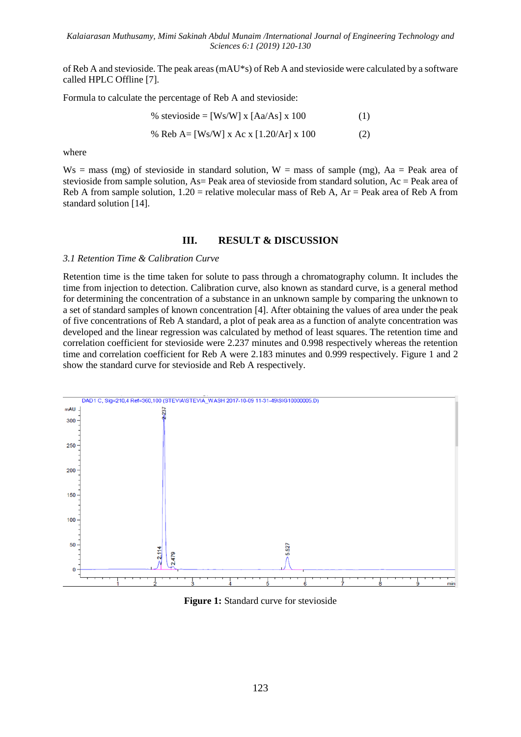of Reb A and stevioside. The peak areas (mAU*s) of Reb A and stevioside were calculated by a software called HPLC Offline [7].

Formula to calculate the percentage of Reb A and stevioside:

$$\% \text{ stevioside} = [Ws/W] \times [Aa/As] \times 100 \quad (1)$$

$$\% \text{ Reb A} = [Ws/W] \times Ac \times [1.20/Ar] \times 100 \quad (2)$$

where

Ws = mass (mg) of stevioside in standard solution, W = mass of sample (mg), Aa = Peak area of stevioside from sample solution, As= Peak area of stevioside from standard solution, Ac = Peak area of Reb A from sample solution, 1.20 = relative molecular mass of Reb A, Ar = Peak area of Reb A from standard solution [14].

## III. RESULT & DISCUSSION

### *3.1 Retention Time & Calibration Curve*

Retention time is the time taken for solute to pass through a chromatography column. It includes the time from injection to detection. Calibration curve, also known as standard curve, is a general method for determining the concentration of a substance in an unknown sample by comparing the unknown to a set of standard samples of known concentration [4]. After obtaining the values of area under the peak of five concentrations of Reb A standard, a plot of peak area as a function of analyte concentration was developed and the linear regression was calculated by method of least squares. The retention time and correlation coefficient for stevioside were 2.237 minutes and 0.998 respectively whereas the retention time and correlation coefficient for Reb A were 2.183 minutes and 0.999 respectively. Figure 1 and 2 show the standard curve for stevioside and Reb A respectively.

**Figure 1:** Standard curve for stevioside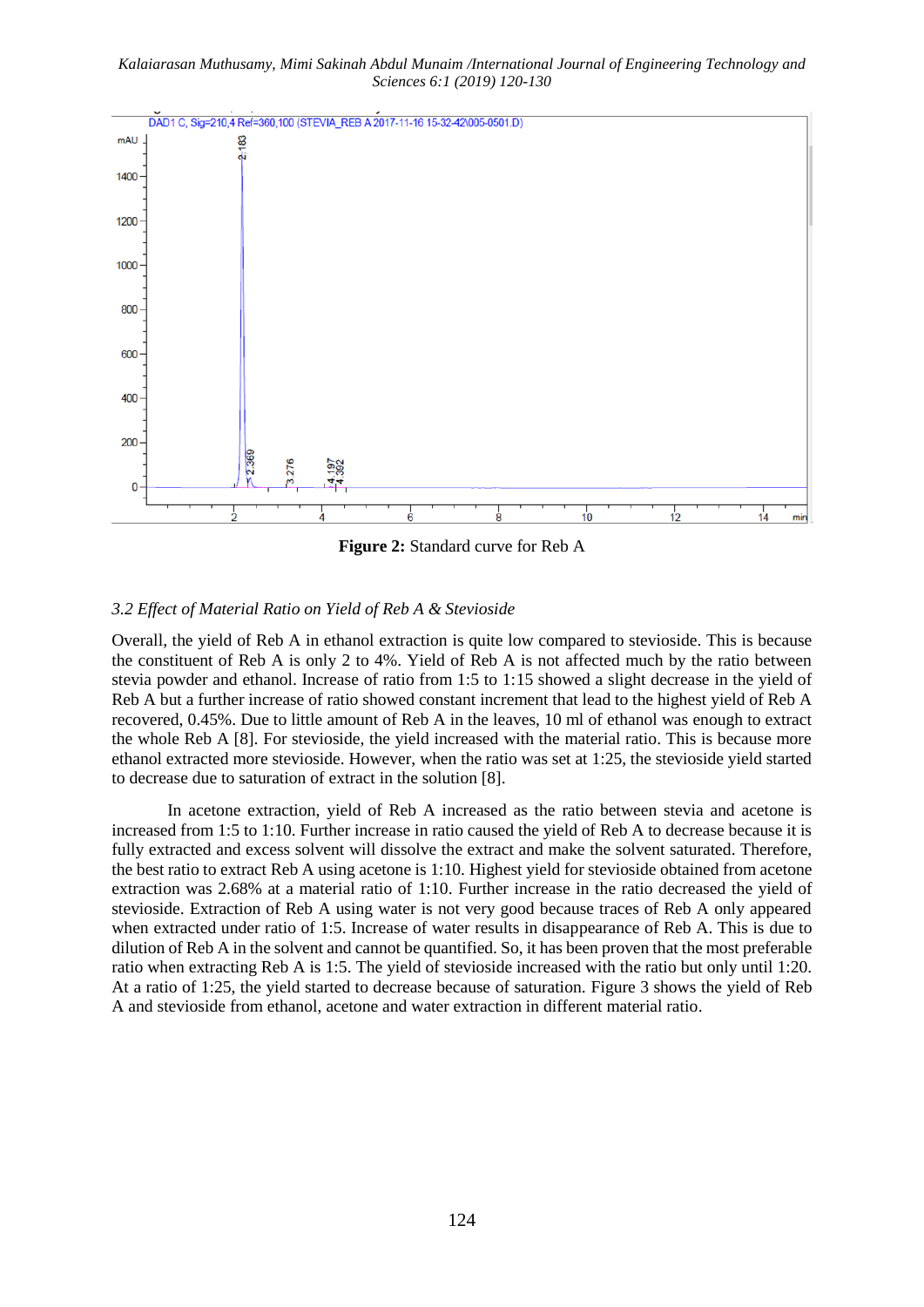**Figure 2:** Standard curve for Reb A

*3.2 Effect of Material Ratio on Yield of Reb A & Stevioside*

Overall, the yield of Reb A in ethanol extraction is quite low compared to stevioside. This is because the constituent of Reb A is only 2 to 4%. Yield of Reb A is not affected much by the ratio between stevia powder and ethanol. Increase of ratio from 1:5 to 1:15 showed a slight decrease in the yield of Reb A but a further increase of ratio showed constant increment that lead to the highest yield of Reb A recovered, 0.45%. Due to little amount of Reb A in the leaves, 10 ml of ethanol was enough to extract the whole Reb A [8]. For stevioside, the yield increased with the material ratio. This is because more ethanol extracted more stevioside. However, when the ratio was set at 1:25, the stevioside yield started to decrease due to saturation of extract in the solution [8].

In acetone extraction, yield of Reb A increased as the ratio between stevia and acetone is increased from 1:5 to 1:10. Further increase in ratio caused the yield of Reb A to decrease because it is fully extracted and excess solvent will dissolve the extract and make the solvent saturated. Therefore, the best ratio to extract Reb A using acetone is 1:10. Highest yield for stevioside obtained from acetone extraction was 2.68% at a material ratio of 1:10. Further increase in the ratio decreased the yield of stevioside. Extraction of Reb A using water is not very good because traces of Reb A only appeared when extracted under ratio of 1:5. Increase of water results in disappearance of Reb A. This is due to dilution of Reb A in the solvent and cannot be quantified. So, it has been proven that the most preferable ratio when extracting Reb A is 1:5. The yield of stevioside increased with the ratio but only until 1:20. At a ratio of 1:25, the yield started to decrease because of saturation. Figure 3 shows the yield of Reb A and stevioside from ethanol, acetone and water extraction in different material ratio.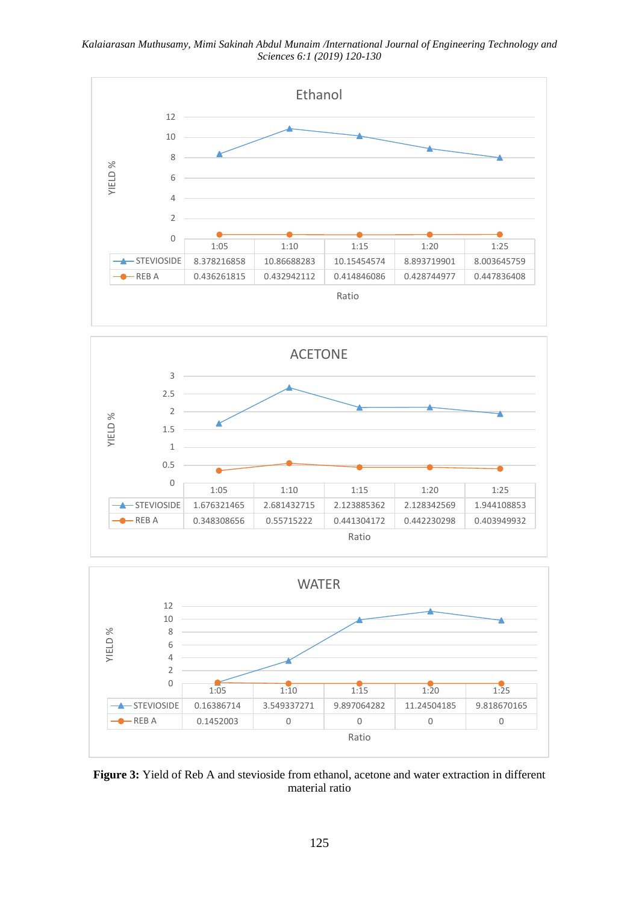**Ethanol**

| | 1:05 | 1:10 | 1:15 | 1:20 | 1:25 |
|---|---|---|---|---|---|
| STEVIOSIDE | 8.378216858 | 10.86688283 | 10.15454574 | 8.893719901 | 8.003645759 |
| REB A | 0.436261815 | 0.432942112 | 0.414846086 | 0.428744977 | 0.447836408 |

**ACETONE**

| | 1:05 | 1:10 | 1:15 | 1:20 | 1:25 |
|---|---|---|---|---|---|
| STEVIOSIDE | 1.676321465 | 2.681432715 | 2.123885362 | 2.128342569 | 1.944108853 |
| REB A | 0.348308656 | 0.55715222 | 0.441304172 | 0.442230298 | 0.403949932 |

**WATER**

| | 1:05 | 1:10 | 1:15 | 1:20 | 1:25 |
|---|---|---|---|---|---|
| STEVIOSIDE | 0.16386714 | 3.549337271 | 9.897064282 | 11.24504185 | 9.818670165 |
| REB A | 0.1452003 | 0 | 0 | 0 | 0 |

**Figure 3:** Yield of Reb A and stevioside from ethanol, acetone and water extraction in different material ratio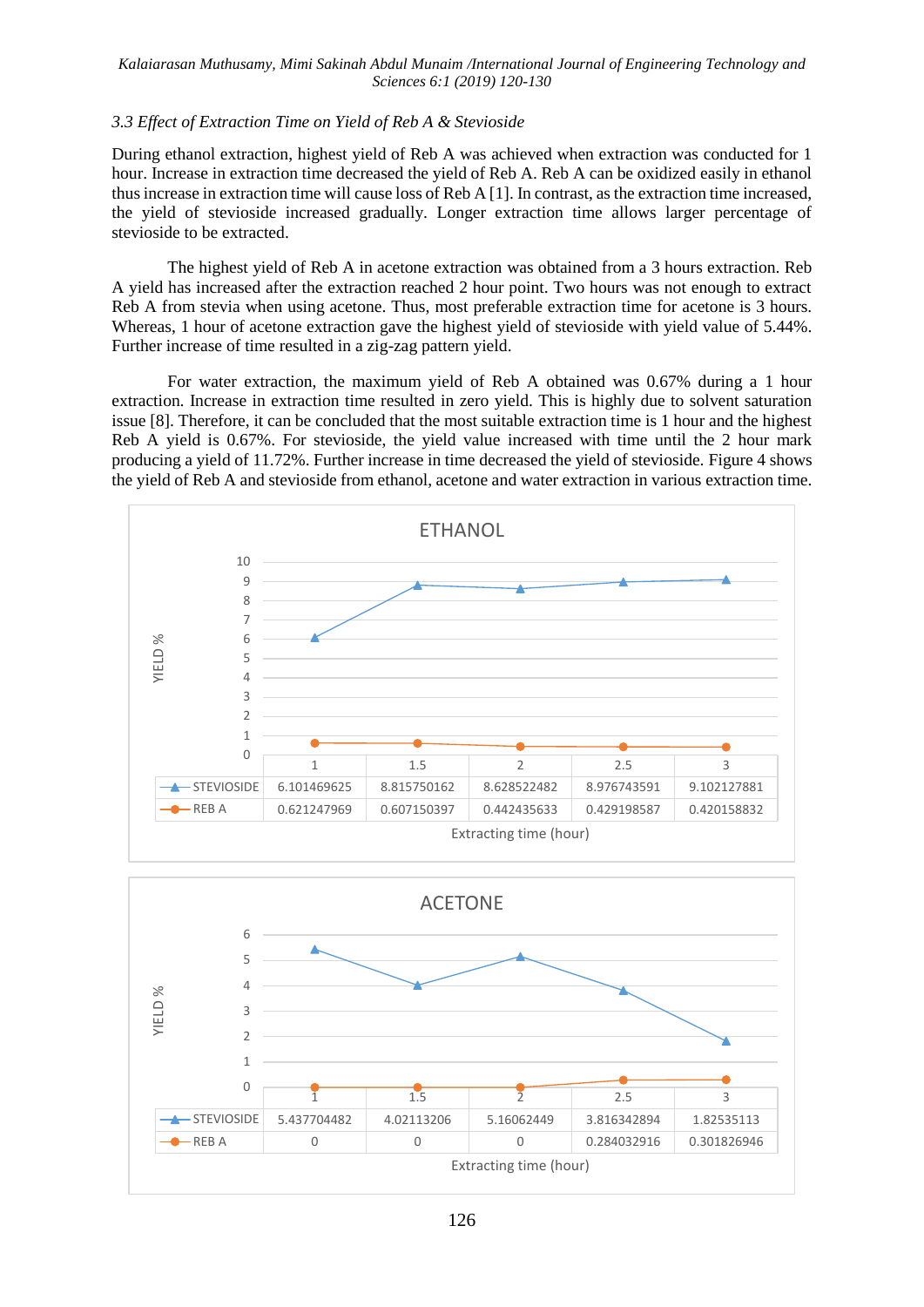*3.3 Effect of Extraction Time on Yield of Reb A & Stevioside*

During ethanol extraction, highest yield of Reb A was achieved when extraction was conducted for 1 hour. Increase in extraction time decreased the yield of Reb A. Reb A can be oxidized easily in ethanol thus increase in extraction time will cause loss of Reb A [1]. In contrast, as the extraction time increased, the yield of stevioside increased gradually. Longer extraction time allows larger percentage of stevioside to be extracted.

The highest yield of Reb A in acetone extraction was obtained from a 3 hours extraction. Reb A yield has increased after the extraction reached 2 hour point. Two hours was not enough to extract Reb A from stevia when using acetone. Thus, most preferable extraction time for acetone is 3 hours. Whereas, 1 hour of acetone extraction gave the highest yield of stevioside with yield value of 5.44%. Further increase of time resulted in a zig-zag pattern yield.

For water extraction, the maximum yield of Reb A obtained was 0.67% during a 1 hour extraction. Increase in extraction time resulted in zero yield. This is highly due to solvent saturation issue [8]. Therefore, it can be concluded that the most suitable extraction time is 1 hour and the highest Reb A yield is 0.67%. For stevioside, the yield value increased with time until the 2 hour mark producing a yield of 11.72%. Further increase in time decreased the yield of stevioside. Figure 4 shows the yield of Reb A and stevioside from ethanol, acetone and water extraction in various extraction time.

**ETHANOL**

| Extracting time (hour) | 1 | 1.5 | 2 | 2.5 | 3 |
|---|---|---|---|---|---|
| STEVIOSIDE | 6.101469625 | 8.815750162 | 8.628522482 | 8.976743591 | 9.102127881 |
| REB A | 0.621247969 | 0.607150397 | 0.442435633 | 0.429198587 | 0.420158832 |

**ACETONE**

| Extracting time (hour) | 1 | 1.5 | 2 | 2.5 | 3 |
|---|---|---|---|---|---|
| STEVIOSIDE | 5.437704482 | 4.02113206 | 5.16062449 | 3.816342894 | 1.82535113 |
| REB A | 0 | 0 | 0 | 0.284032916 | 0.301826946 |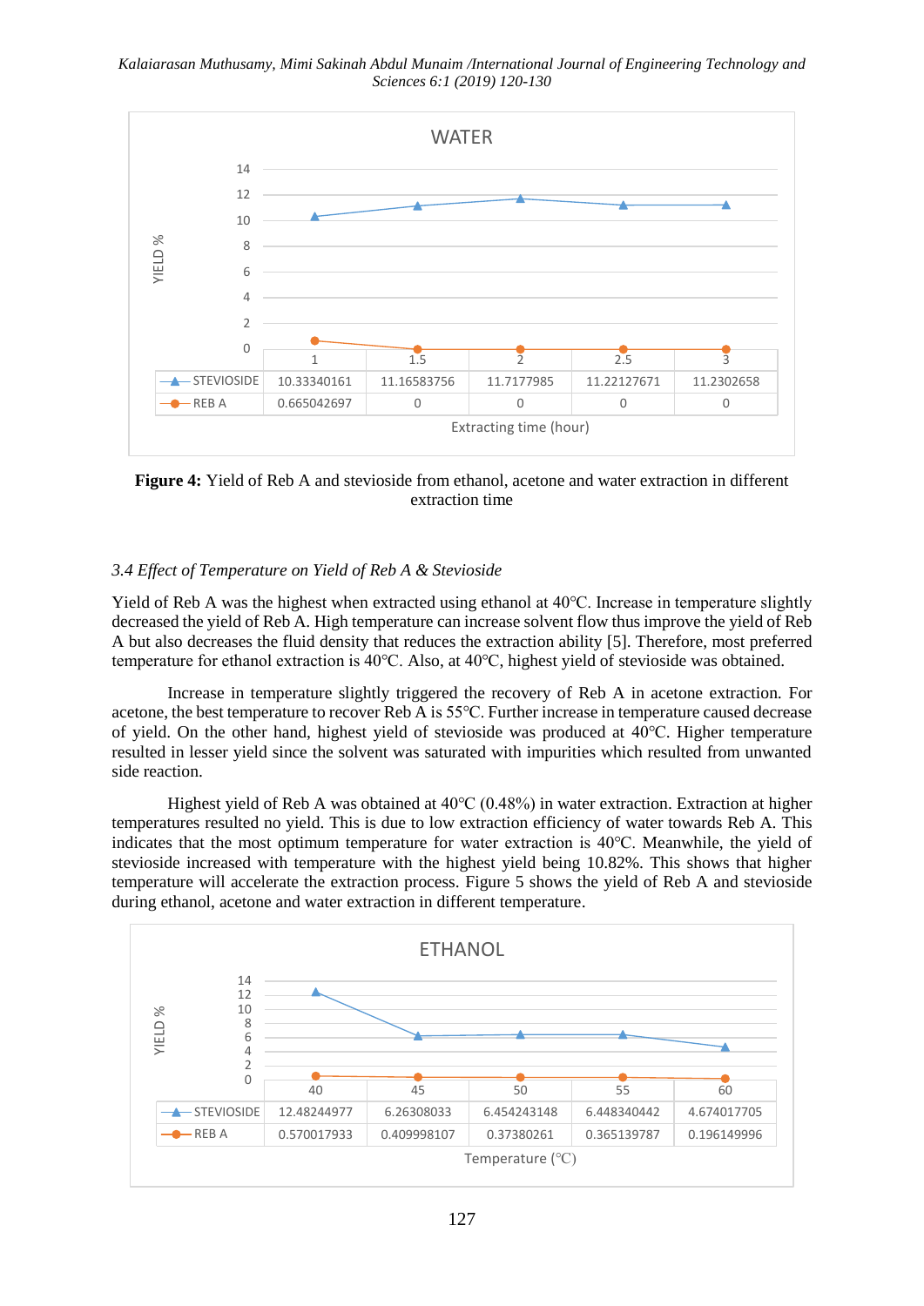**WATER**

| | 1 | 1.5 | 2 | 2.5 | 3 |
|---|---|---|---|---|---|
| STEVIOSIDE | 10.33340161 | 11.16583756 | 11.7177985 | 11.22127671 | 11.2302658 |
| REB A | 0.665042697 | 0 | 0 | 0 | 0 |

Extracting time (hour)

**Figure 4:** Yield of Reb A and stevioside from ethanol, acetone and water extraction in different extraction time

### *3.4 Effect of Temperature on Yield of Reb A & Stevioside*

Yield of Reb A was the highest when extracted using ethanol at 40°C. Increase in temperature slightly decreased the yield of Reb A. High temperature can increase solvent flow thus improve the yield of Reb A but also decreases the fluid density that reduces the extraction ability [5]. Therefore, most preferred temperature for ethanol extraction is 40°C. Also, at 40°C, highest yield of stevioside was obtained.

Increase in temperature slightly triggered the recovery of Reb A in acetone extraction. For acetone, the best temperature to recover Reb A is 55°C. Further increase in temperature caused decrease of yield. On the other hand, highest yield of stevioside was produced at 40°C. Higher temperature resulted in lesser yield since the solvent was saturated with impurities which resulted from unwanted side reaction.

Highest yield of Reb A was obtained at 40°C (0.48%) in water extraction. Extraction at higher temperatures resulted no yield. This is due to low extraction efficiency of water towards Reb A. This indicates that the most optimum temperature for water extraction is 40°C. Meanwhile, the yield of stevioside increased with temperature with the highest yield being 10.82%. This shows that higher temperature will accelerate the extraction process. Figure 5 shows the yield of Reb A and stevioside during ethanol, acetone and water extraction in different temperature.

**ETHANOL**

| | 40 | 45 | 50 | 55 | 60 |
|---|---|---|---|---|---|
| STEVIOSIDE | 12.48244977 | 6.26308033 | 6.454243148 | 6.448340442 | 4.674017705 |
| REB A | 0.570017933 | 0.409998107 | 0.37380261 | 0.365139787 | 0.196149996 |

Temperature (°C)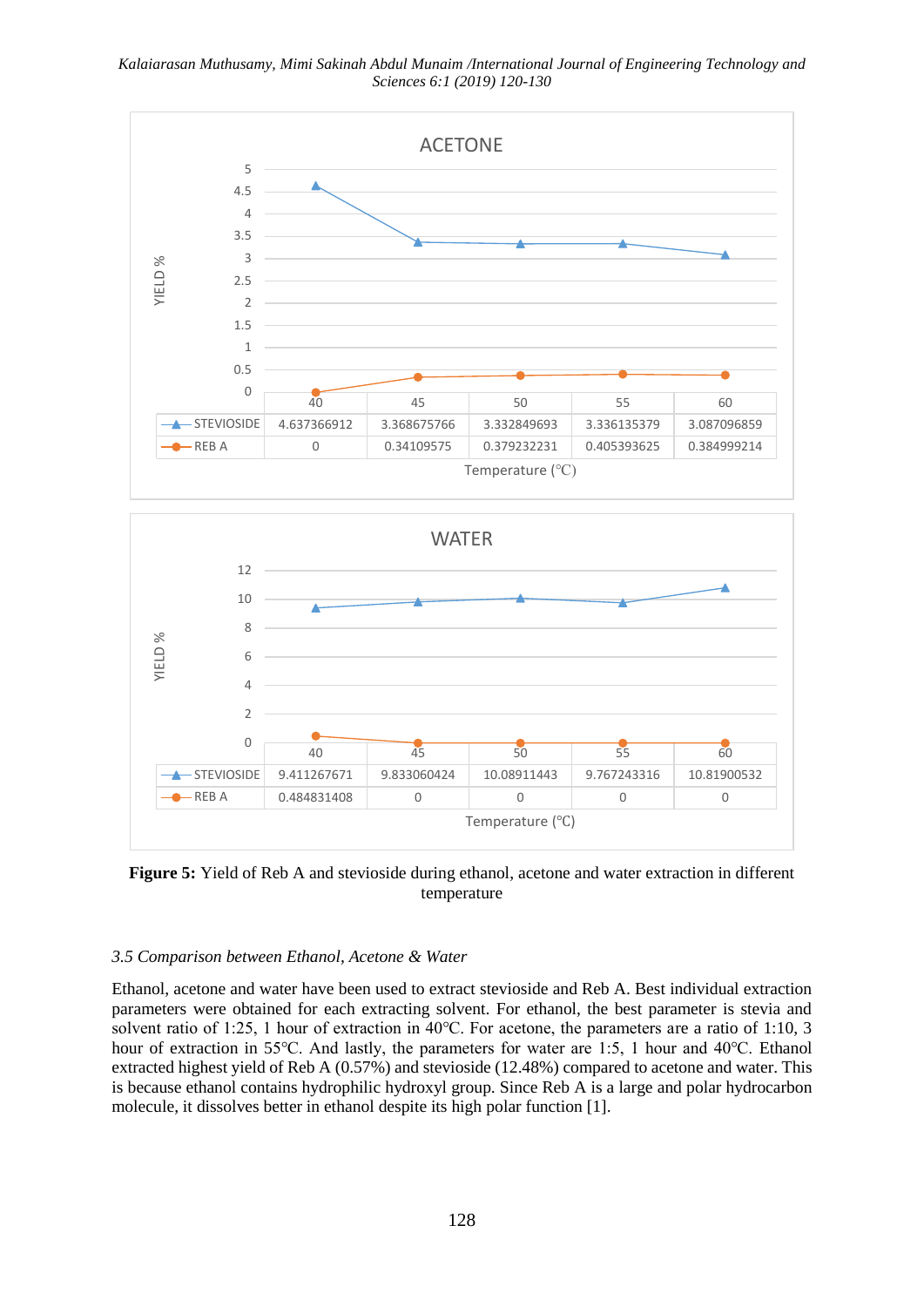**ACETONE**

| Temperature (℃) | 40 | 45 | 50 | 55 | 60 |
|---|---|---|---|---|---|
| STEVIOSIDE | 4.637366912 | 3.368675766 | 3.332849693 | 3.336135379 | 3.087096859 |
| REB A | 0 | 0.34109575 | 0.379232231 | 0.405393625 | 0.384999214 |

**WATER**

| Temperature (℃) | 40 | 45 | 50 | 55 | 60 |
|---|---|---|---|---|---|
| STEVIOSIDE | 9.411267671 | 9.833060424 | 10.08911443 | 9.767243316 | 10.81900532 |
| REB A | 0.484831408 | 0 | 0 | 0 | 0 |

**Figure 5:** Yield of Reb A and stevioside during ethanol, acetone and water extraction in different temperature

### *3.5 Comparison between Ethanol, Acetone & Water*

Ethanol, acetone and water have been used to extract stevioside and Reb A. Best individual extraction parameters were obtained for each extracting solvent. For ethanol, the best parameter is stevia and solvent ratio of 1:25, 1 hour of extraction in 40℃. For acetone, the parameters are a ratio of 1:10, 3 hour of extraction in 55℃. And lastly, the parameters for water are 1:5, 1 hour and 40℃. Ethanol extracted highest yield of Reb A (0.57%) and stevioside (12.48%) compared to acetone and water. This is because ethanol contains hydrophilic hydroxyl group. Since Reb A is a large and polar hydrocarbon molecule, it dissolves better in ethanol despite its high polar function [1].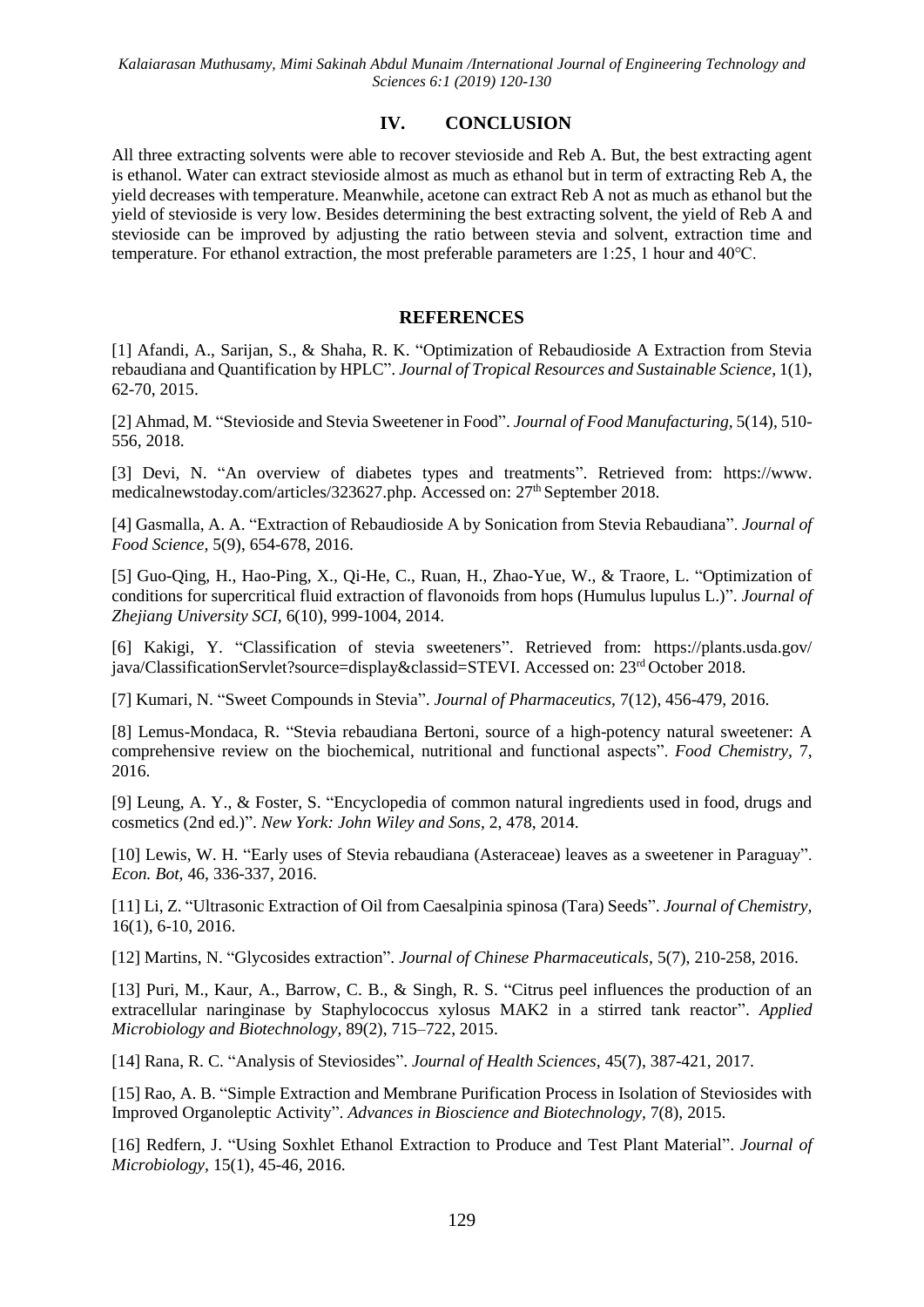## IV. CONCLUSION

All three extracting solvents were able to recover stevioside and Reb A. But, the best extracting agent is ethanol. Water can extract stevioside almost as much as ethanol but in term of extracting Reb A, the yield decreases with temperature. Meanwhile, acetone can extract Reb A not as much as ethanol but the yield of stevioside is very low. Besides determining the best extracting solvent, the yield of Reb A and stevioside can be improved by adjusting the ratio between stevia and solvent, extraction time and temperature. For ethanol extraction, the most preferable parameters are 1:25, 1 hour and 40°C.

## REFERENCES

[1] Afandi, A., Sarijan, S., & Shaha, R. K. "Optimization of Rebaudioside A Extraction from Stevia rebaudiana and Quantification by HPLC". *Journal of Tropical Resources and Sustainable Science,* 1(1), 62-70, 2015.

[2] Ahmad, M. "Stevioside and Stevia Sweetener in Food". *Journal of Food Manufacturing,* 5(14), 510-556, 2018.

[3] Devi, N. "An overview of diabetes types and treatments". Retrieved from: https://www. medicalnewstoday.com/articles/323627.php. Accessed on: 27th September 2018.

[4] Gasmalla, A. A. "Extraction of Rebaudioside A by Sonication from Stevia Rebaudiana". *Journal of Food Science,* 5(9), 654-678, 2016.

[5] Guo-Qing, H., Hao-Ping, X., Qi-He, C., Ruan, H., Zhao-Yue, W., & Traore, L. "Optimization of conditions for supercritical fluid extraction of flavonoids from hops (Humulus lupulus L.)". *Journal of Zhejiang University SCI,* 6(10), 999-1004, 2014.

[6] Kakigi, Y. "Classification of stevia sweeteners". Retrieved from: https://plants.usda.gov/ java/ClassificationServlet?source=display&classid=STEVI. Accessed on: 23rd October 2018.

[7] Kumari, N. "Sweet Compounds in Stevia". *Journal of Pharmaceutics*, 7(12), 456-479, 2016.

[8] Lemus-Mondaca, R. "Stevia rebaudiana Bertoni, source of a high-potency natural sweetener: A comprehensive review on the biochemical, nutritional and functional aspects". *Food Chemistry,* 7, 2016.

[9] Leung, A. Y., & Foster, S. "Encyclopedia of common natural ingredients used in food, drugs and cosmetics (2nd ed.)". *New York: John Wiley and Sons*, 2, 478, 2014.

[10] Lewis, W. H. "Early uses of Stevia rebaudiana (Asteraceae) leaves as a sweetener in Paraguay". *Econ. Bot,* 46, 336-337, 2016.

[11] Li, Z. "Ultrasonic Extraction of Oil from Caesalpinia spinosa (Tara) Seeds". *Journal of Chemistry,* 16(1), 6-10, 2016.

[12] Martins, N. "Glycosides extraction". *Journal of Chinese Pharmaceuticals,* 5(7), 210-258, 2016.

[13] Puri, M., Kaur, A., Barrow, C. B., & Singh, R. S. "Citrus peel influences the production of an extracellular naringinase by Staphylococcus xylosus MAK2 in a stirred tank reactor". *Applied Microbiology and Biotechnology,* 89(2), 715–722, 2015.

[14] Rana, R. C. "Analysis of Steviosides". *Journal of Health Sciences,* 45(7), 387-421, 2017.

[15] Rao, A. B. "Simple Extraction and Membrane Purification Process in Isolation of Steviosides with Improved Organoleptic Activity". *Advances in Bioscience and Biotechnology,* 7(8), 2015.

[16] Redfern, J. "Using Soxhlet Ethanol Extraction to Produce and Test Plant Material". *Journal of Microbiology,* 15(1), 45-46, 2016.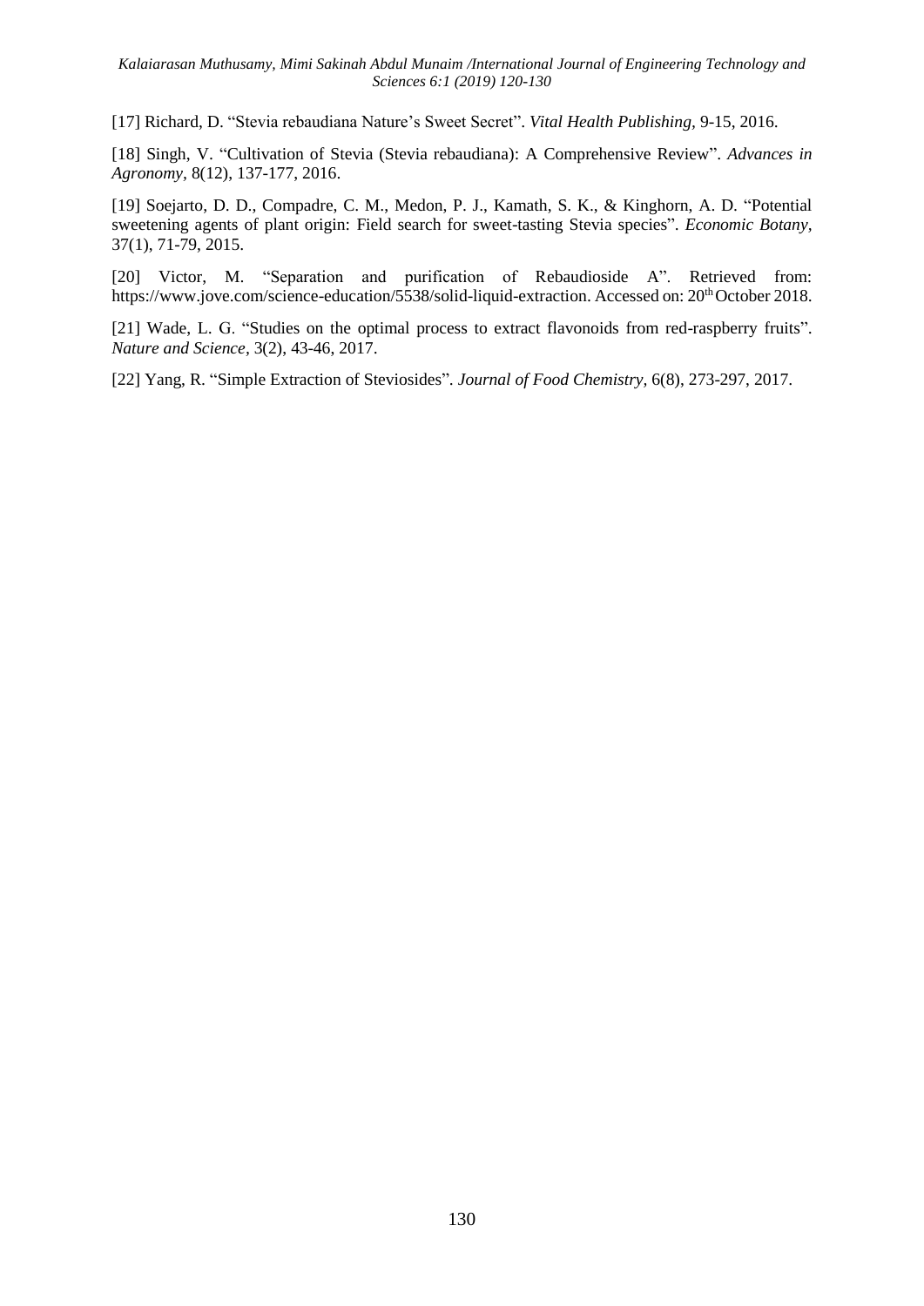[17] Richard, D. "Stevia rebaudiana Nature's Sweet Secret". *Vital Health Publishing*, 9-15, 2016.

[18] Singh, V. "Cultivation of Stevia (Stevia rebaudiana): A Comprehensive Review". *Advances in Agronomy*, 8(12), 137-177, 2016.

[19] Soejarto, D. D., Compadre, C. M., Medon, P. J., Kamath, S. K., & Kinghorn, A. D. "Potential sweetening agents of plant origin: Field search for sweet-tasting Stevia species". *Economic Botany*, 37(1), 71-79, 2015.

[20] Victor, M. "Separation and purification of Rebaudioside A". Retrieved from: https://www.jove.com/science-education/5538/solid-liquid-extraction. Accessed on: 20th October 2018.

[21] Wade, L. G. "Studies on the optimal process to extract flavonoids from red-raspberry fruits". *Nature and Science*, 3(2), 43-46, 2017.

[22] Yang, R. "Simple Extraction of Steviosides". *Journal of Food Chemistry*, 6(8), 273-297, 2017.